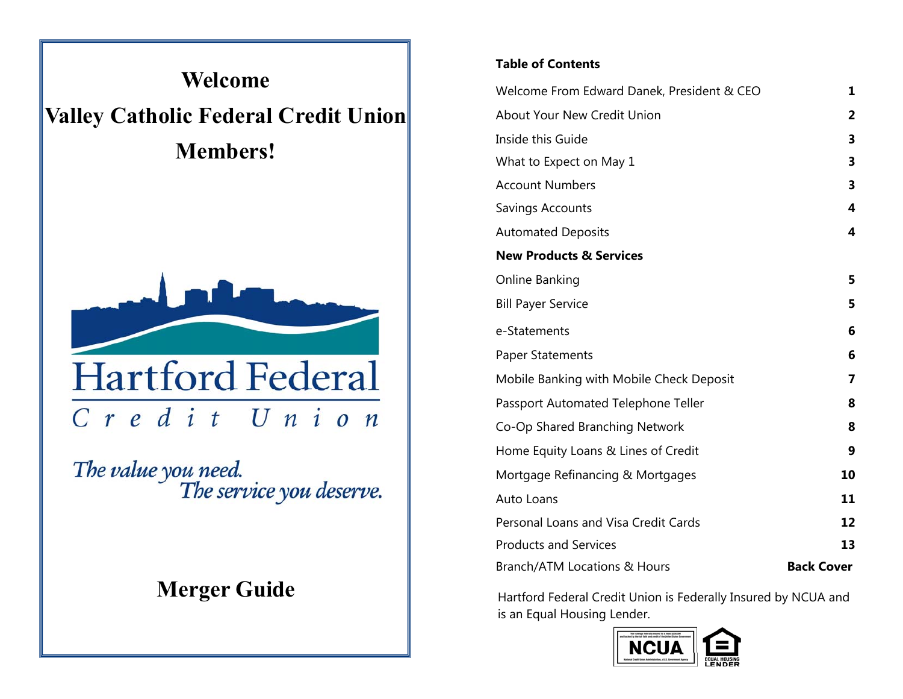# Welcome

# Valley Catholic Federal Credit Union

# Members!

Hartford Federal

Credit Union

*The value you need.*
*The service you deserve.*

## Merger Guide

**Table of Contents**

| | |
|---|---|
| Welcome From Edward Danek, President & CEO | **1** |
| About Your New Credit Union | **2** |
| Inside this Guide | **3** |
| What to Expect on May 1 | **3** |
| Account Numbers | **3** |
| Savings Accounts | **4** |
| Automated Deposits | **4** |
| **New Products & Services** | |
| Online Banking | **5** |
| Bill Payer Service | **5** |
| e-Statements | **6** |
| Paper Statements | **6** |
| Mobile Banking with Mobile Check Deposit | **7** |
| Passport Automated Telephone Teller | **8** |
| Co-Op Shared Branching Network | **8** |
| Home Equity Loans & Lines of Credit | **9** |
| Mortgage Refinancing & Mortgages | **10** |
| Auto Loans | **11** |
| Personal Loans and Visa Credit Cards | **12** |
| Products and Services | **13** |
| Branch/ATM Locations & Hours | **Back Cover** |

Hartford Federal Credit Union is Federally Insured by NCUA and is an Equal Housing Lender.

NCUA

EQUAL HOUSING LENDER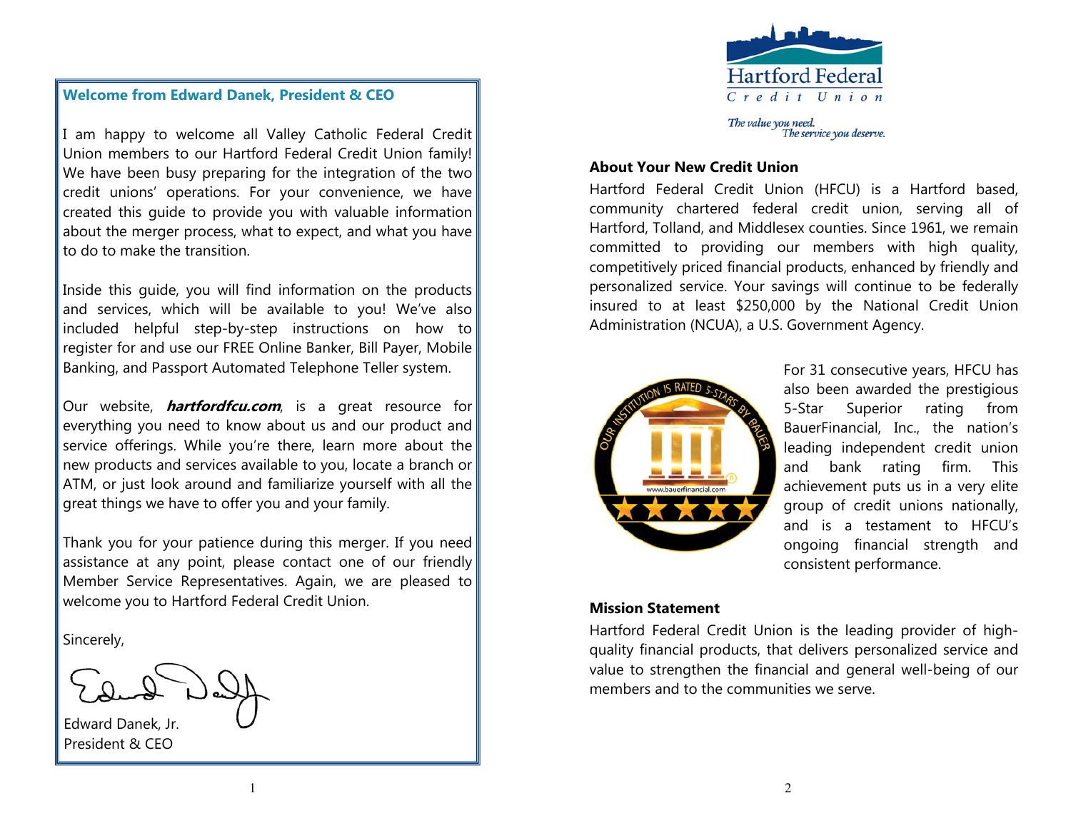## Welcome from Edward Danek, President & CEO

I am happy to welcome all Valley Catholic Federal Credit Union members to our Hartford Federal Credit Union family! We have been busy preparing for the integration of the two credit unions' operations. For your convenience, we have created this guide to provide you with valuable information about the merger process, what to expect, and what you have to do to make the transition.

Inside this guide, you will find information on the products and services, which will be available to you! We've also included helpful step-by-step instructions on how to register for and use our FREE Online Banker, Bill Payer, Mobile Banking, and Passport Automated Telephone Teller system.

Our website, ***hartfordfcu.com***, is a great resource for everything you need to know about us and our product and service offerings. While you're there, learn more about the new products and services available to you, locate a branch or ATM, or just look around and familiarize yourself with all the great things we have to offer you and your family.

Thank you for your patience during this merger. If you need assistance at any point, please contact one of our friendly Member Service Representatives. Again, we are pleased to welcome you to Hartford Federal Credit Union.

Sincerely,

Edward Danek, Jr.
President & CEO

Hartford Federal Credit Union

*The value you need. The service you deserve.*

### About Your New Credit Union

Hartford Federal Credit Union (HFCU) is a Hartford based, community chartered federal credit union, serving all of Hartford, Tolland, and Middlesex counties. Since 1961, we remain committed to providing our members with high quality, competitively priced financial products, enhanced by friendly and personalized service. Your savings will continue to be federally insured to at least $250,000 by the National Credit Union Administration (NCUA), a U.S. Government Agency.

For 31 consecutive years, HFCU has also been awarded the prestigious 5-Star Superior rating from BauerFinancial, Inc., the nation's leading independent credit union and bank rating firm. This achievement puts us in a very elite group of credit unions nationally, and is a testament to HFCU's ongoing financial strength and consistent performance.

### Mission Statement

Hartford Federal Credit Union is the leading provider of high-quality financial products, that delivers personalized service and value to strengthen the financial and general well-being of our members and to the communities we serve.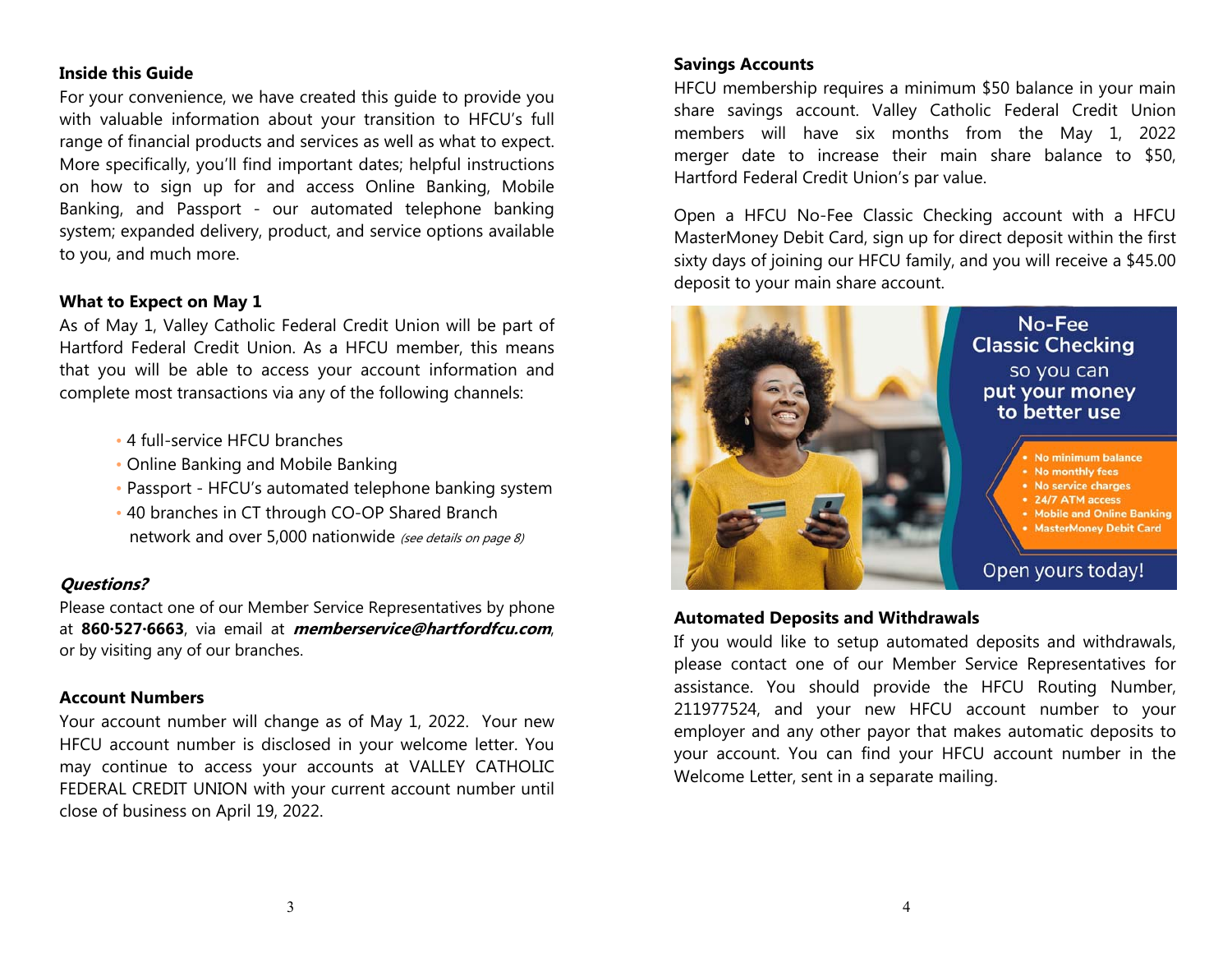## Inside this Guide

For your convenience, we have created this guide to provide you with valuable information about your transition to HFCU's full range of financial products and services as well as what to expect. More specifically, you'll find important dates; helpful instructions on how to sign up for and access Online Banking, Mobile Banking, and Passport - our automated telephone banking system; expanded delivery, product, and service options available to you, and much more.

## What to Expect on May 1

As of May 1, Valley Catholic Federal Credit Union will be part of Hartford Federal Credit Union. As a HFCU member, this means that you will be able to access your account information and complete most transactions via any of the following channels:

- 4 full-service HFCU branches
- Online Banking and Mobile Banking
- Passport - HFCU's automated telephone banking system
- 40 branches in CT through CO-OP Shared Branch network and over 5,000 nationwide *(see details on page 8)*

## *Questions?*

Please contact one of our Member Service Representatives by phone at **860·527·6663**, via email at ***memberservice@hartfordfcu.com***, or by visiting any of our branches.

## Account Numbers

Your account number will change as of May 1, 2022. Your new HFCU account number is disclosed in your welcome letter. You may continue to access your accounts at VALLEY CATHOLIC FEDERAL CREDIT UNION with your current account number until close of business on April 19, 2022.

## Savings Accounts

HFCU membership requires a minimum $50 balance in your main share savings account. Valley Catholic Federal Credit Union members will have six months from the May 1, 2022 merger date to increase their main share balance to $50, Hartford Federal Credit Union's par value.

Open a HFCU No-Fee Classic Checking account with a HFCU MasterMoney Debit Card, sign up for direct deposit within the first sixty days of joining our HFCU family, and you will receive a $45.00 deposit to your main share account.

**No-Fee Classic Checking** so you can **put your money to better use**

- No minimum balance
- No monthly fees
- No service charges
- 24/7 ATM access
- Mobile and Online Banking
- MasterMoney Debit Card

Open yours today!

## Automated Deposits and Withdrawals

If you would like to setup automated deposits and withdrawals, please contact one of our Member Service Representatives for assistance. You should provide the HFCU Routing Number, 211977524, and your new HFCU account number to your employer and any other payor that makes automatic deposits to your account. You can find your HFCU account number in the Welcome Letter, sent in a separate mailing.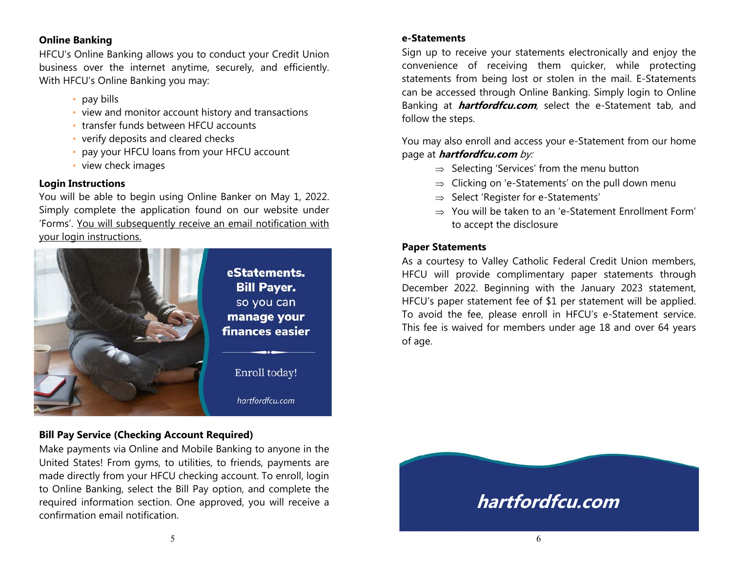**Online Banking**

HFCU's Online Banking allows you to conduct your Credit Union business over the internet anytime, securely, and efficiently. With HFCU's Online Banking you may:

- pay bills
- view and monitor account history and transactions
- transfer funds between HFCU accounts
- verify deposits and cleared checks
- pay your HFCU loans from your HFCU account
- view check images

**Login Instructions**

You will be able to begin using Online Banker on May 1, 2022. Simply complete the application found on our website under 'Forms'. You will subsequently receive an email notification with your login instructions.

**eStatements. Bill Payer.** so you can **manage your finances easier**

Enroll today!

*hartfordfcu.com*

**Bill Pay Service (Checking Account Required)**

Make payments via Online and Mobile Banking to anyone in the United States! From gyms, to utilities, to friends, payments are made directly from your HFCU checking account. To enroll, login to Online Banking, select the Bill Pay option, and complete the required information section. One approved, you will receive a confirmation email notification.

**e-Statements**

Sign up to receive your statements electronically and enjoy the convenience of receiving them quicker, while protecting statements from being lost or stolen in the mail. E-Statements can be accessed through Online Banking. Simply login to Online Banking at ***hartfordfcu.com***, select the e-Statement tab, and follow the steps.

You may also enroll and access your e-Statement from our home page at ***hartfordfcu.com*** *by:*

- ⇒ Selecting 'Services' from the menu button
- ⇒ Clicking on 'e-Statements' on the pull down menu
- ⇒ Select 'Register for e-Statements'
- ⇒ You will be taken to an 'e-Statement Enrollment Form' to accept the disclosure

**Paper Statements**

As a courtesy to Valley Catholic Federal Credit Union members, HFCU will provide complimentary paper statements through December 2022. Beginning with the January 2023 statement, HFCU's paper statement fee of $1 per statement will be applied. To avoid the fee, please enroll in HFCU's e-Statement service. This fee is waived for members under age 18 and over 64 years of age.

***hartfordfcu.com***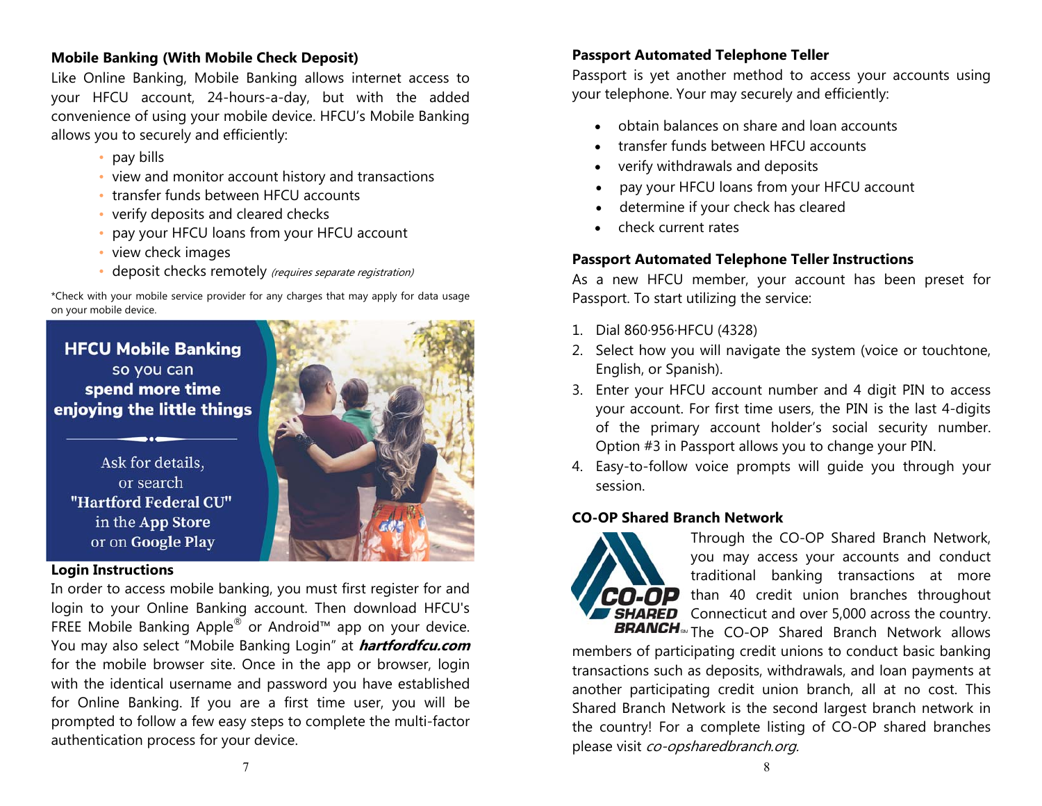### Mobile Banking (With Mobile Check Deposit)

Like Online Banking, Mobile Banking allows internet access to your HFCU account, 24-hours-a-day, but with the added convenience of using your mobile device. HFCU's Mobile Banking allows you to securely and efficiently:

- pay bills
- view and monitor account history and transactions
- transfer funds between HFCU accounts
- verify deposits and cleared checks
- pay your HFCU loans from your HFCU account
- view check images
- deposit checks remotely *(requires separate registration)*

*Check with your mobile service provider for any charges that may apply for data usage on your mobile device.

**HFCU Mobile Banking** so you can **spend more time enjoying the little things**

Ask for details, or search **"Hartford Federal CU"** in the **App Store** or on **Google Play**

### Login Instructions

In order to access mobile banking, you must first register for and login to your Online Banking account. Then download HFCU's FREE Mobile Banking Apple® or Android™ app on your device. You may also select "Mobile Banking Login" at ***hartfordfcu.com*** for the mobile browser site. Once in the app or browser, login with the identical username and password you have established for Online Banking. If you are a first time user, you will be prompted to follow a few easy steps to complete the multi-factor authentication process for your device.

### Passport Automated Telephone Teller

Passport is yet another method to access your accounts using your telephone. Your may securely and efficiently:

- obtain balances on share and loan accounts
- transfer funds between HFCU accounts
- verify withdrawals and deposits
- pay your HFCU loans from your HFCU account
- determine if your check has cleared
- check current rates

### Passport Automated Telephone Teller Instructions

As a new HFCU member, your account has been preset for Passport. To start utilizing the service:

1. Dial 860·956·HFCU (4328)
2. Select how you will navigate the system (voice or touchtone, English, or Spanish).
3. Enter your HFCU account number and 4 digit PIN to access your account. For first time users, the PIN is the last 4-digits of the primary account holder's social security number. Option #3 in Passport allows you to change your PIN.
4. Easy-to-follow voice prompts will guide you through your session.

### CO-OP Shared Branch Network

Through the CO-OP Shared Branch Network, you may access your accounts and conduct traditional banking transactions at more than 40 credit union branches throughout Connecticut and over 5,000 across the country. The CO-OP Shared Branch Network allows members of participating credit unions to conduct basic banking transactions such as deposits, withdrawals, and loan payments at another participating credit union branch, all at no cost. This Shared Branch Network is the second largest branch network in the country! For a complete listing of CO-OP shared branches please visit *co-opsharedbranch.org*.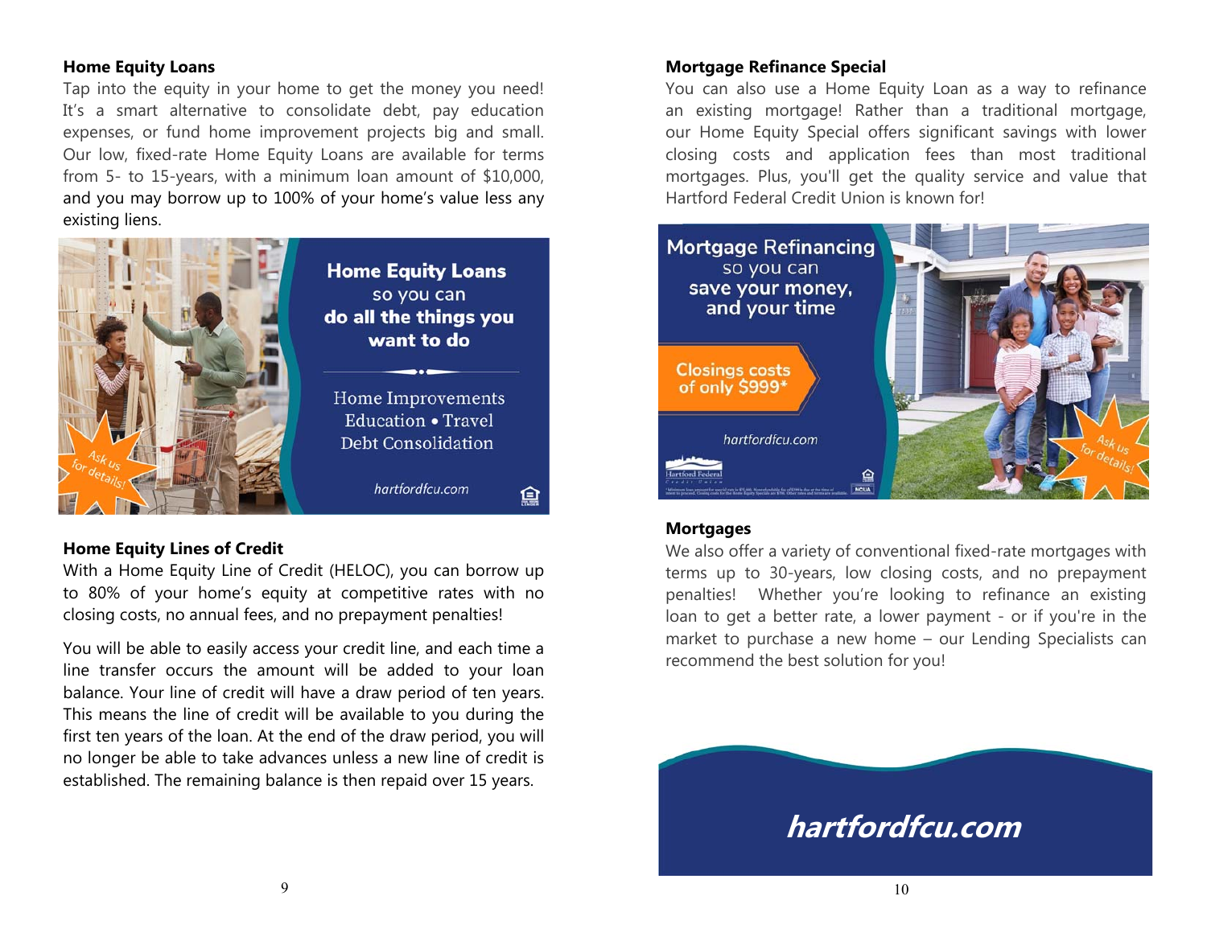### Home Equity Loans

Tap into the equity in your home to get the money you need! It's a smart alternative to consolidate debt, pay education expenses, or fund home improvement projects big and small. Our low, fixed-rate Home Equity Loans are available for terms from 5- to 15-years, with a minimum loan amount of $10,000, and you may borrow up to 100% of your home's value less any existing liens.

**Home Equity Loans** so you can **do all the things you want to do**

Home Improvements
Education • Travel
Debt Consolidation

*hartfordfcu.com*

Ask us for details!

### Home Equity Lines of Credit

With a Home Equity Line of Credit (HELOC), you can borrow up to 80% of your home's equity at competitive rates with no closing costs, no annual fees, and no prepayment penalties!

You will be able to easily access your credit line, and each time a line transfer occurs the amount will be added to your loan balance. Your line of credit will have a draw period of ten years. This means the line of credit will be available to you during the first ten years of the loan. At the end of the draw period, you will no longer be able to take advances unless a new line of credit is established. The remaining balance is then repaid over 15 years.

### Mortgage Refinance Special

You can also use a Home Equity Loan as a way to refinance an existing mortgage! Rather than a traditional mortgage, our Home Equity Special offers significant savings with lower closing costs and application fees than most traditional mortgages. Plus, you'll get the quality service and value that Hartford Federal Credit Union is known for!

**Mortgage Refinancing** so you can **save your money, and your time**

Closings costs of only $999*

*hartfordfcu.com*

Ask us for details!

### Mortgages

We also offer a variety of conventional fixed-rate mortgages with terms up to 30-years, low closing costs, and no prepayment penalties! Whether you're looking to refinance an existing loan to get a better rate, a lower payment - or if you're in the market to purchase a new home – our Lending Specialists can recommend the best solution for you!

***hartfordfcu.com***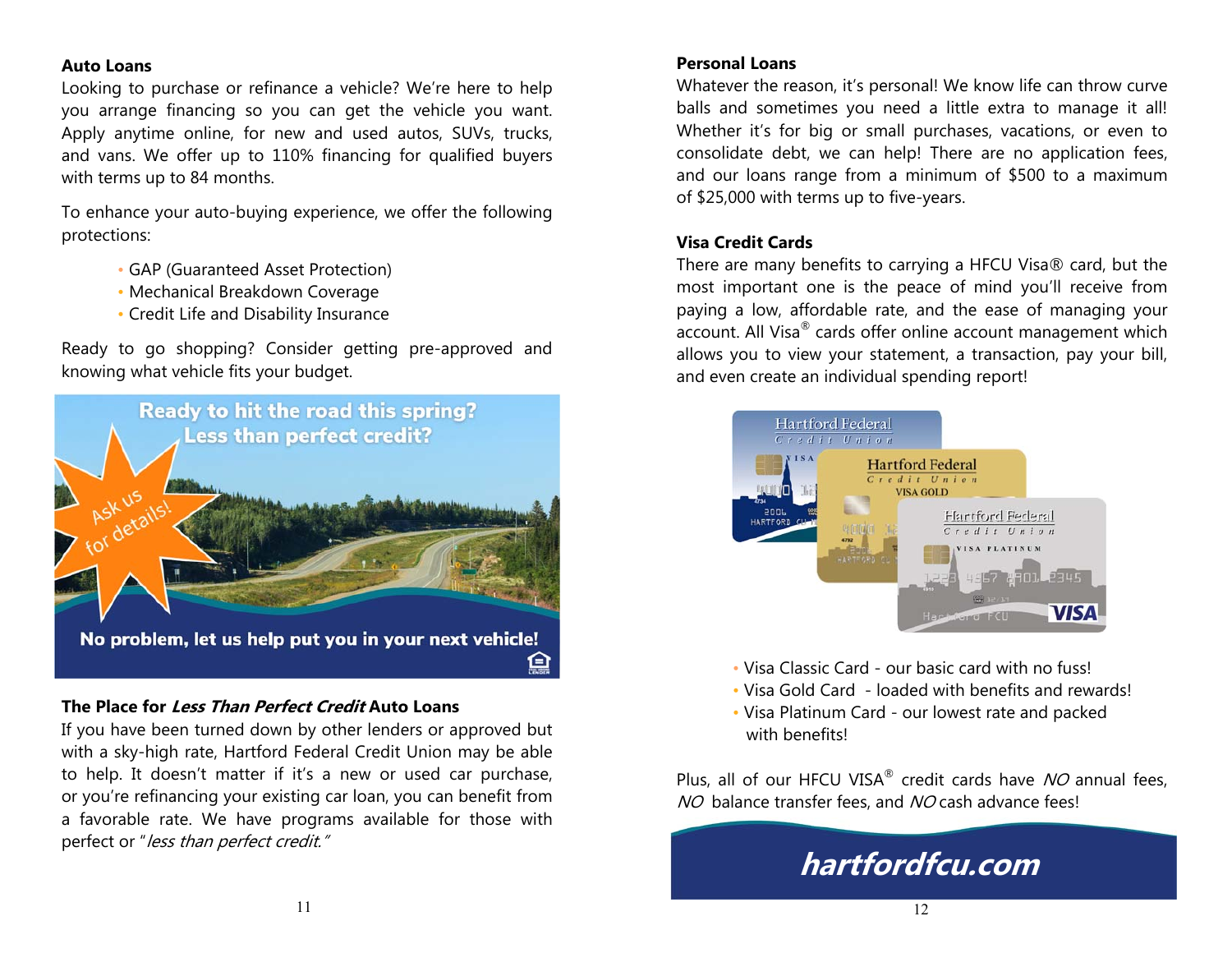### Auto Loans

Looking to purchase or refinance a vehicle? We're here to help you arrange financing so you can get the vehicle you want. Apply anytime online, for new and used autos, SUVs, trucks, and vans. We offer up to 110% financing for qualified buyers with terms up to 84 months.

To enhance your auto-buying experience, we offer the following protections:

- GAP (Guaranteed Asset Protection)
- Mechanical Breakdown Coverage
- Credit Life and Disability Insurance

Ready to go shopping? Consider getting pre-approved and knowing what vehicle fits your budget.

Ready to hit the road this spring? Less than perfect credit?

Ask us for details!

No problem, let us help put you in your next vehicle!

### The Place for *Less Than Perfect Credit* Auto Loans

If you have been turned down by other lenders or approved but with a sky-high rate, Hartford Federal Credit Union may be able to help. It doesn't matter if it's a new or used car purchase, or you're refinancing your existing car loan, you can benefit from a favorable rate. We have programs available for those with perfect or "*less than perfect credit.*"

### Personal Loans

Whatever the reason, it's personal! We know life can throw curve balls and sometimes you need a little extra to manage it all! Whether it's for big or small purchases, vacations, or even to consolidate debt, we can help! There are no application fees, and our loans range from a minimum of $500 to a maximum of $25,000 with terms up to five-years.

### Visa Credit Cards

There are many benefits to carrying a HFCU Visa® card, but the most important one is the peace of mind you'll receive from paying a low, affordable rate, and the ease of managing your account. All Visa® cards offer online account management which allows you to view your statement, a transaction, pay your bill, and even create an individual spending report!

- Visa Classic Card - our basic card with no fuss!
- Visa Gold Card - loaded with benefits and rewards!
- Visa Platinum Card - our lowest rate and packed with benefits!

Plus, all of our HFCU VISA® credit cards have *NO* annual fees, *NO* balance transfer fees, and *NO* cash advance fees!

**hartfordfcu.com**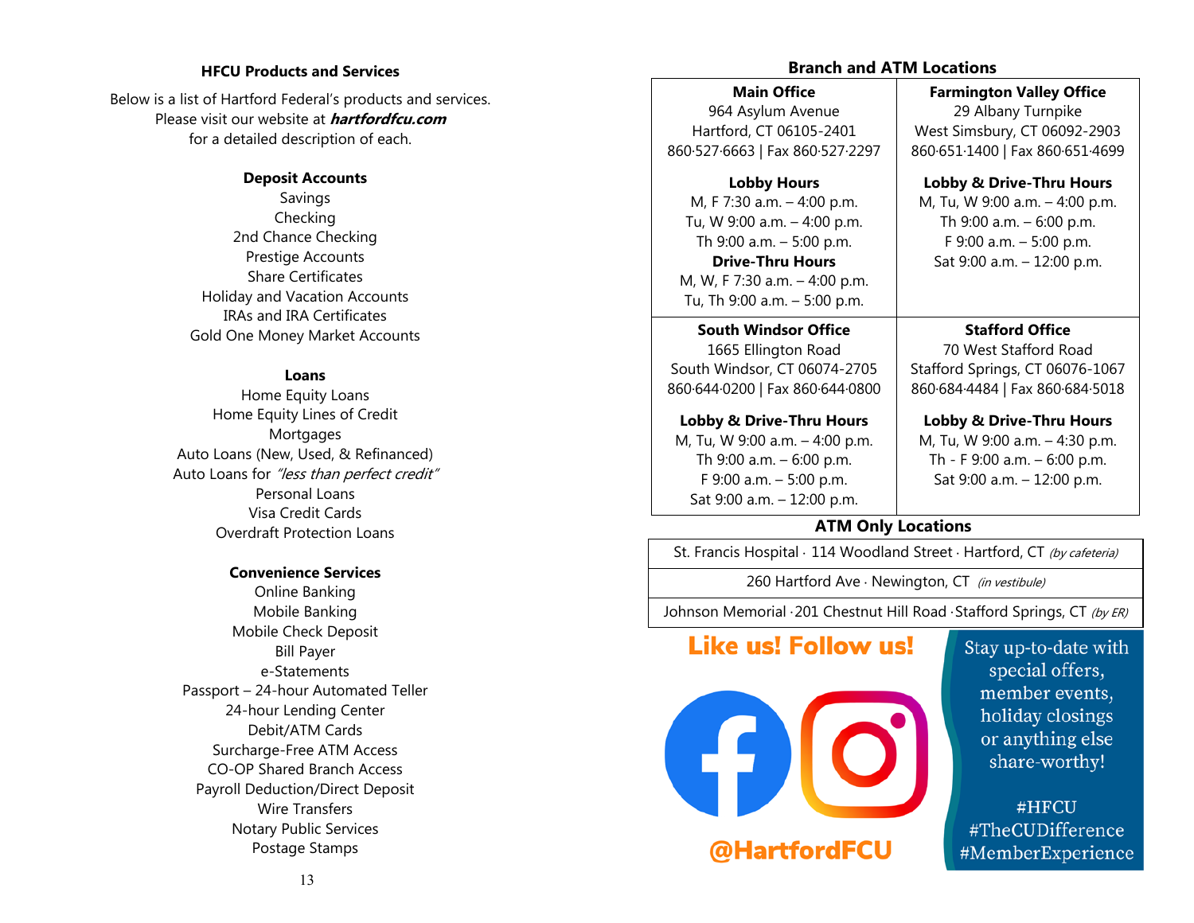## HFCU Products and Services

Below is a list of Hartford Federal's products and services.
Please visit our website at ***hartfordfcu.com***
for a detailed description of each.

### Deposit Accounts

Savings
Checking
2nd Chance Checking
Prestige Accounts
Share Certificates
Holiday and Vacation Accounts
IRAs and IRA Certificates
Gold One Money Market Accounts

### Loans

Home Equity Loans
Home Equity Lines of Credit
Mortgages
Auto Loans (New, Used, & Refinanced)
Auto Loans for *"less than perfect credit"*
Personal Loans
Visa Credit Cards
Overdraft Protection Loans

### Convenience Services

Online Banking
Mobile Banking
Mobile Check Deposit
Bill Payer
e-Statements
Passport – 24-hour Automated Teller
24-hour Lending Center
Debit/ATM Cards
Surcharge-Free ATM Access
CO-OP Shared Branch Access
Payroll Deduction/Direct Deposit
Wire Transfers
Notary Public Services
Postage Stamps

## Branch and ATM Locations

| | |
|---|---|
| **Main Office**<br>964 Asylum Avenue<br>Hartford, CT 06105-2401<br>860·527·6663 \| Fax 860·527·2297<br><br>**Lobby Hours**<br>M, F 7:30 a.m. – 4:00 p.m.<br>Tu, W 9:00 a.m. – 4:00 p.m.<br>Th 9:00 a.m. – 5:00 p.m.<br>**Drive-Thru Hours**<br>M, W, F 7:30 a.m. – 4:00 p.m.<br>Tu, Th 9:00 a.m. – 5:00 p.m. | **Farmington Valley Office**<br>29 Albany Turnpike<br>West Simsbury, CT 06092-2903<br>860·651·1400 \| Fax 860·651·4699<br><br>**Lobby & Drive-Thru Hours**<br>M, Tu, W 9:00 a.m. – 4:00 p.m.<br>Th 9:00 a.m. – 6:00 p.m.<br>F 9:00 a.m. – 5:00 p.m.<br>Sat 9:00 a.m. – 12:00 p.m. |
| **South Windsor Office**<br>1665 Ellington Road<br>South Windsor, CT 06074-2705<br>860·644·0200 \| Fax 860·644·0800<br><br>**Lobby & Drive-Thru Hours**<br>M, Tu, W 9:00 a.m. – 4:00 p.m.<br>Th 9:00 a.m. – 6:00 p.m.<br>F 9:00 a.m. – 5:00 p.m.<br>Sat 9:00 a.m. – 12:00 p.m. | **Stafford Office**<br>70 West Stafford Road<br>Stafford Springs, CT 06076-1067<br>860·684·4484 \| Fax 860·684·5018<br><br>**Lobby & Drive-Thru Hours**<br>M, Tu, W 9:00 a.m. – 4:30 p.m.<br>Th - F 9:00 a.m. – 6:00 p.m.<br>Sat 9:00 a.m. – 12:00 p.m. |

### ATM Only Locations

| |
|---|
| St. Francis Hospital · 114 Woodland Street · Hartford, CT *(by cafeteria)* |
| 260 Hartford Ave · Newington, CT *(in vestibule)* |
| Johnson Memorial ·201 Chestnut Hill Road ·Stafford Springs, CT *(by ER)* |

**Like us! Follow us!**

**@HartfordFCU**

Stay up-to-date with special offers, member events, holiday closings or anything else share-worthy!

#HFCU
#TheCUDifference
#MemberExperience